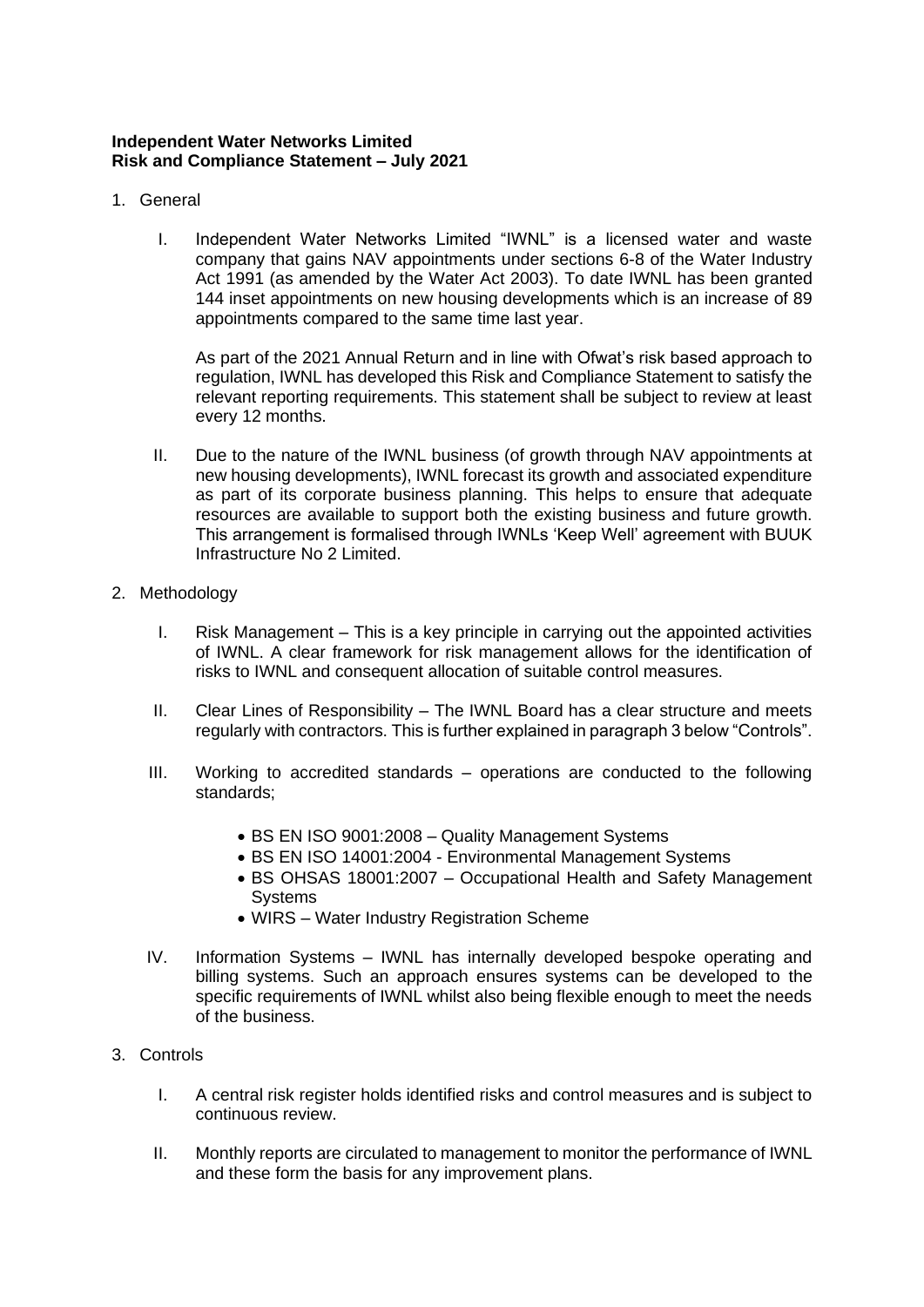**Independent Water Networks Limited**
**Risk and Compliance Statement – July 2021**

1. General

   I. Independent Water Networks Limited "IWNL" is a licensed water and waste company that gains NAV appointments under sections 6-8 of the Water Industry Act 1991 (as amended by the Water Act 2003). To date IWNL has been granted 144 inset appointments on new housing developments which is an increase of 89 appointments compared to the same time last year.

      As part of the 2021 Annual Return and in line with Ofwat's risk based approach to regulation, IWNL has developed this Risk and Compliance Statement to satisfy the relevant reporting requirements. This statement shall be subject to review at least every 12 months.

   II. Due to the nature of the IWNL business (of growth through NAV appointments at new housing developments), IWNL forecast its growth and associated expenditure as part of its corporate business planning. This helps to ensure that adequate resources are available to support both the existing business and future growth. This arrangement is formalised through IWNLs 'Keep Well' agreement with BUUK Infrastructure No 2 Limited.

2. Methodology

   I. Risk Management – This is a key principle in carrying out the appointed activities of IWNL. A clear framework for risk management allows for the identification of risks to IWNL and consequent allocation of suitable control measures.

   II. Clear Lines of Responsibility – The IWNL Board has a clear structure and meets regularly with contractors. This is further explained in paragraph 3 below "Controls".

   III. Working to accredited standards – operations are conducted to the following standards;

      - BS EN ISO 9001:2008 – Quality Management Systems
      - BS EN ISO 14001:2004 - Environmental Management Systems
      - BS OHSAS 18001:2007 – Occupational Health and Safety Management Systems
      - WIRS – Water Industry Registration Scheme

   IV. Information Systems – IWNL has internally developed bespoke operating and billing systems. Such an approach ensures systems can be developed to the specific requirements of IWNL whilst also being flexible enough to meet the needs of the business.

3. Controls

   I. A central risk register holds identified risks and control measures and is subject to continuous review.

   II. Monthly reports are circulated to management to monitor the performance of IWNL and these form the basis for any improvement plans.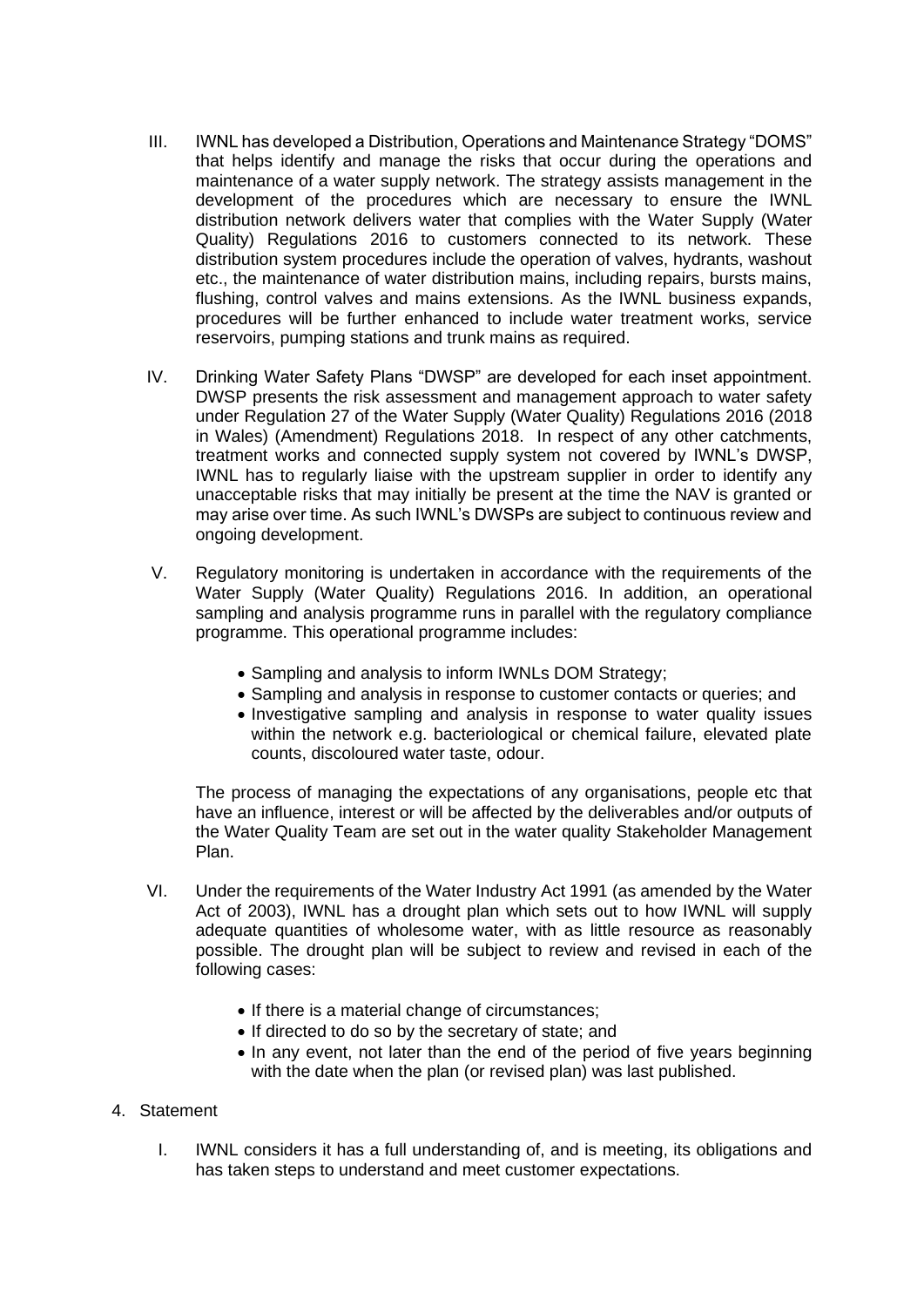III. IWNL has developed a Distribution, Operations and Maintenance Strategy "DOMS" that helps identify and manage the risks that occur during the operations and maintenance of a water supply network. The strategy assists management in the development of the procedures which are necessary to ensure the IWNL distribution network delivers water that complies with the Water Supply (Water Quality) Regulations 2016 to customers connected to its network. These distribution system procedures include the operation of valves, hydrants, washout etc., the maintenance of water distribution mains, including repairs, bursts mains, flushing, control valves and mains extensions. As the IWNL business expands, procedures will be further enhanced to include water treatment works, service reservoirs, pumping stations and trunk mains as required.

IV. Drinking Water Safety Plans "DWSP" are developed for each inset appointment. DWSP presents the risk assessment and management approach to water safety under Regulation 27 of the Water Supply (Water Quality) Regulations 2016 (2018 in Wales) (Amendment) Regulations 2018. In respect of any other catchments, treatment works and connected supply system not covered by IWNL's DWSP, IWNL has to regularly liaise with the upstream supplier in order to identify any unacceptable risks that may initially be present at the time the NAV is granted or may arise over time. As such IWNL's DWSPs are subject to continuous review and ongoing development.

V. Regulatory monitoring is undertaken in accordance with the requirements of the Water Supply (Water Quality) Regulations 2016. In addition, an operational sampling and analysis programme runs in parallel with the regulatory compliance programme. This operational programme includes:

- Sampling and analysis to inform IWNLs DOM Strategy;
- Sampling and analysis in response to customer contacts or queries; and
- Investigative sampling and analysis in response to water quality issues within the network e.g. bacteriological or chemical failure, elevated plate counts, discoloured water taste, odour.

The process of managing the expectations of any organisations, people etc that have an influence, interest or will be affected by the deliverables and/or outputs of the Water Quality Team are set out in the water quality Stakeholder Management Plan.

VI. Under the requirements of the Water Industry Act 1991 (as amended by the Water Act of 2003), IWNL has a drought plan which sets out to how IWNL will supply adequate quantities of wholesome water, with as little resource as reasonably possible. The drought plan will be subject to review and revised in each of the following cases:

- If there is a material change of circumstances;
- If directed to do so by the secretary of state; and
- In any event, not later than the end of the period of five years beginning with the date when the plan (or revised plan) was last published.

4. Statement

I. IWNL considers it has a full understanding of, and is meeting, its obligations and has taken steps to understand and meet customer expectations.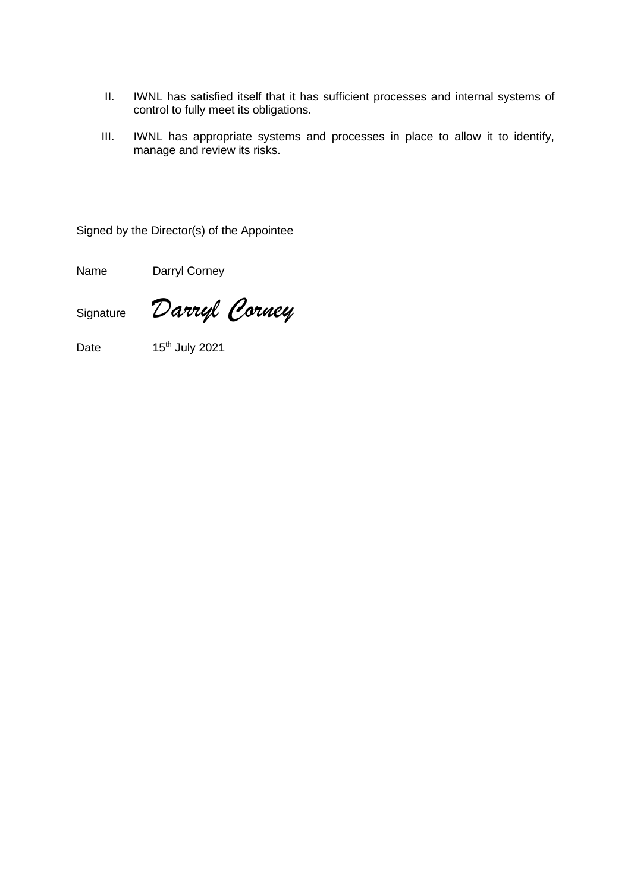II. IWNL has satisfied itself that it has sufficient processes and internal systems of control to fully meet its obligations.

III. IWNL has appropriate systems and processes in place to allow it to identify, manage and review its risks.

Signed by the Director(s) of the Appointee

Name Darryl Corney

Signature *Darryl Corney*

Date 15th July 2021